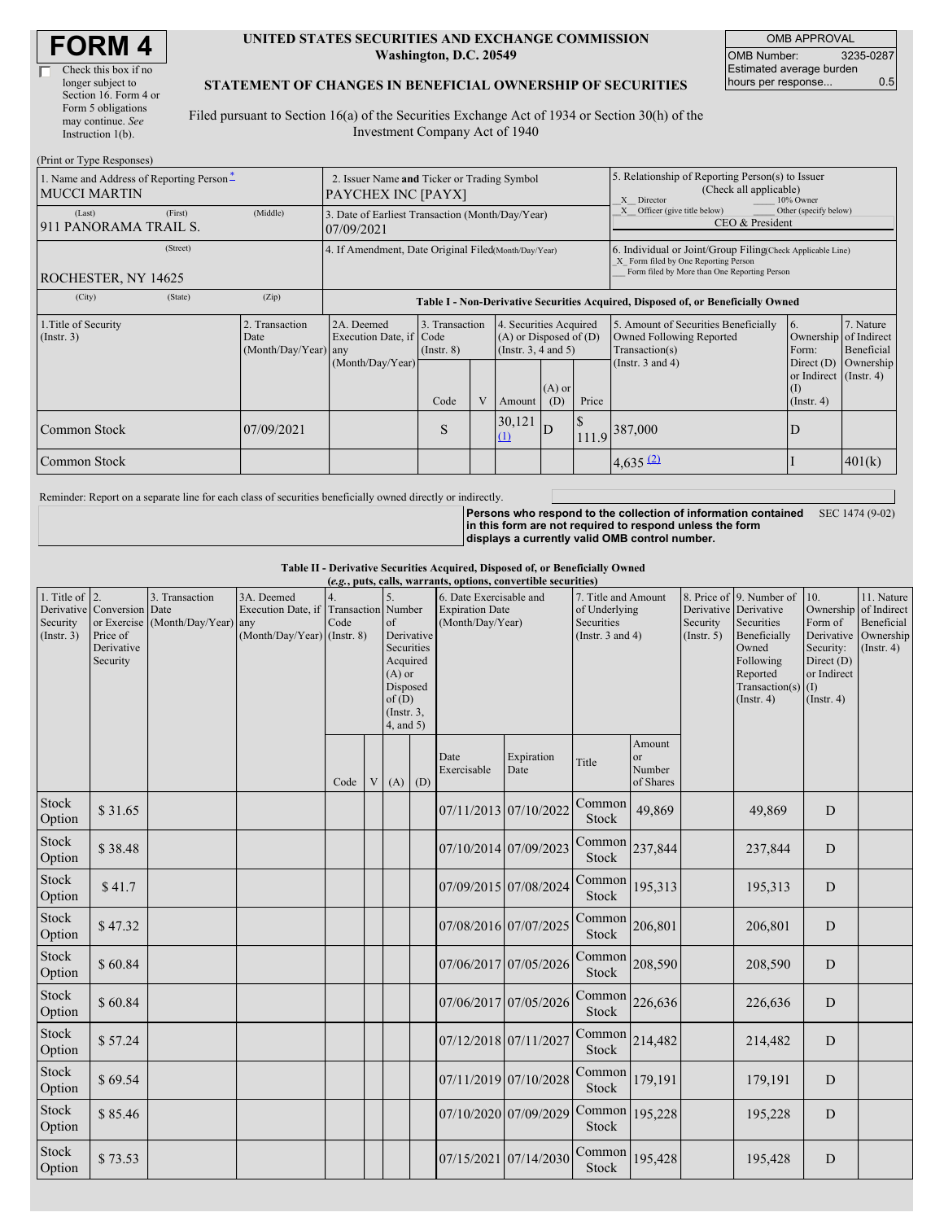# FORM 4

☐ Check this box if no longer subject to Section 16. Form 4 or Form 5 obligations may continue. *See* Instruction 1(b).

**UNITED STATES SECURITIES AND EXCHANGE COMMISSION**
**Washington, D.C. 20549**

**STATEMENT OF CHANGES IN BENEFICIAL OWNERSHIP OF SECURITIES**

Filed pursuant to Section 16(a) of the Securities Exchange Act of 1934 or Section 30(h) of the Investment Company Act of 1940

| OMB APPROVAL | |
|---|---|
| OMB Number: | 3235-0287 |
| Estimated average burden hours per response... | 0.5 |

(Print or Type Responses)

| 1. Name and Address of Reporting Person* | 2. Issuer Name and Ticker or Trading Symbol | 5. Relationship of Reporting Person(s) to Issuer (Check all applicable) |
|---|---|---|
| MUCCI MARTIN (Last) (First) (Middle) | PAYCHEX INC [PAYX] | X Director ___ 10% Owner |
| 911 PANORAMA TRAIL S. (Street) | 3. Date of Earliest Transaction (Month/Day/Year) 07/09/2021 | X Officer (give title below) ___ Other (specify below) CEO & President |
| ROCHESTER, NY 14625 (City) (State) (Zip) | 4. If Amendment, Date Original Filed (Month/Day/Year) | 6. Individual or Joint/Group Filing (Check Applicable Line) X Form filed by One Reporting Person ___ Form filed by More than One Reporting Person |

**Table I - Non-Derivative Securities Acquired, Disposed of, or Beneficially Owned**

| 1.Title of Security (Instr. 3) | 2. Transaction Date (Month/Day/Year) | 2A. Deemed Execution Date, if any (Month/Day/Year) | 3. Transaction Code (Instr. 8) | | 4. Securities Acquired (A) or Disposed of (D) (Instr. 3, 4 and 5) | | | 5. Amount of Securities Beneficially Owned Following Reported Transaction(s) (Instr. 3 and 4) | 6. Ownership Form: Direct (D) or Indirect (I) (Instr. 4) | 7. Nature of Indirect Beneficial Ownership (Instr. 4) |
|---|---|---|---|---|---|---|---|---|---|---|
| | | | Code | V | Amount | (A) or (D) | Price | | | |
| Common Stock | 07/09/2021 | | S | | 30,121 (1) | D | $ 111.9 | 387,000 | D | |
| Common Stock | | | | | | | | 4,635 (2) | I | 401(k) |

Reminder: Report on a separate line for each class of securities beneficially owned directly or indirectly.

**Persons who respond to the collection of information contained in this form are not required to respond unless the form displays a currently valid OMB control number.** SEC 1474 (9-02)

**Table II - Derivative Securities Acquired, Disposed of, or Beneficially Owned**
**(*e.g.*, puts, calls, warrants, options, convertible securities)**

| 1. Title of Derivative Security (Instr. 3) | 2. Conversion or Exercise Price of Derivative Security | 3. Transaction Date (Month/Day/Year) | 3A. Deemed Execution Date, if any (Month/Day/Year) | 4. Transaction Code (Instr. 8) | | 5. Number of Derivative Securities Acquired (A) or Disposed of (D) (Instr. 3, 4, and 5) | | 6. Date Exercisable and Expiration Date (Month/Day/Year) | | 7. Title and Amount of Underlying Securities (Instr. 3 and 4) | | 8. Price of Derivative Security (Instr. 5) | 9. Number of Derivative Securities Beneficially Owned Following Reported Transaction(s) (Instr. 4) | 10. Ownership Form of Derivative Security: Direct (D) or Indirect (I) (Instr. 4) | 11. Nature of Indirect Beneficial Ownership (Instr. 4) |
|---|---|---|---|---|---|---|---|---|---|---|---|---|---|---|---|
| | | | | Code | V | (A) | (D) | Date Exercisable | Expiration Date | Title | Amount or Number of Shares | | | | |
| Stock Option | $ 31.65 | | | | | | | 07/11/2013 | 07/10/2022 | Common Stock | 49,869 | | 49,869 | D | |
| Stock Option | $ 38.48 | | | | | | | 07/10/2014 | 07/09/2023 | Common Stock | 237,844 | | 237,844 | D | |
| Stock Option | $ 41.7 | | | | | | | 07/09/2015 | 07/08/2024 | Common Stock | 195,313 | | 195,313 | D | |
| Stock Option | $ 47.32 | | | | | | | 07/08/2016 | 07/07/2025 | Common Stock | 206,801 | | 206,801 | D | |
| Stock Option | $ 60.84 | | | | | | | 07/06/2017 | 07/05/2026 | Common Stock | 208,590 | | 208,590 | D | |
| Stock Option | $ 60.84 | | | | | | | 07/06/2017 | 07/05/2026 | Common Stock | 226,636 | | 226,636 | D | |
| Stock Option | $ 57.24 | | | | | | | 07/12/2018 | 07/11/2027 | Common Stock | 214,482 | | 214,482 | D | |
| Stock Option | $ 69.54 | | | | | | | 07/11/2019 | 07/10/2028 | Common Stock | 179,191 | | 179,191 | D | |
| Stock Option | $ 85.46 | | | | | | | 07/10/2020 | 07/09/2029 | Common Stock | 195,228 | | 195,228 | D | |
| Stock Option | $ 73.53 | | | | | | | 07/15/2021 | 07/14/2030 | Common Stock | 195,428 | | 195,428 | D | |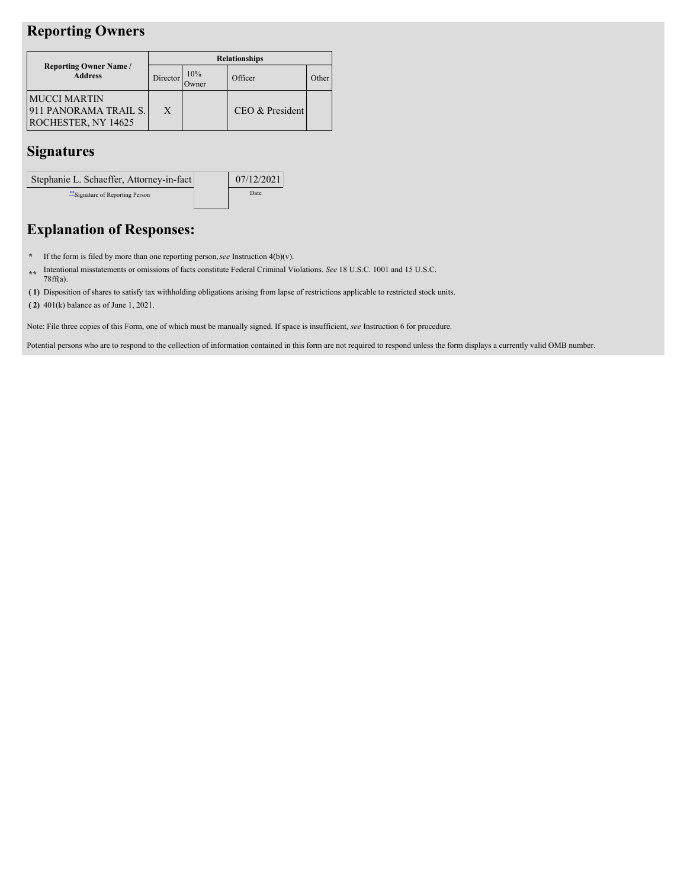## Reporting Owners

| Reporting Owner Name / Address | Relationships | | | |
|---|---|---|---|---|
| | Director | 10% Owner | Officer | Other |
| MUCCI MARTIN<br>911 PANORAMA TRAIL S.<br>ROCHESTER, NY 14625 | X | | CEO & President | |

## Signatures

| | | |
|---|---|---|
| Stephanie L. Schaeffer, Attorney-in-fact | | 07/12/2021 |
| **Signature of Reporting Person | | Date |

## Explanation of Responses:

\* If the form is filed by more than one reporting person, *see* Instruction 4(b)(v).

** Intentional misstatements or omissions of facts constitute Federal Criminal Violations. *See* 18 U.S.C. 1001 and 15 U.S.C. 78ff(a).

**( 1)** Disposition of shares to satisfy tax withholding obligations arising from lapse of restrictions applicable to restricted stock units.

**( 2)** 401(k) balance as of June 1, 2021.

Note: File three copies of this Form, one of which must be manually signed. If space is insufficient, *see* Instruction 6 for procedure.

Potential persons who are to respond to the collection of information contained in this form are not required to respond unless the form displays a currently valid OMB number.